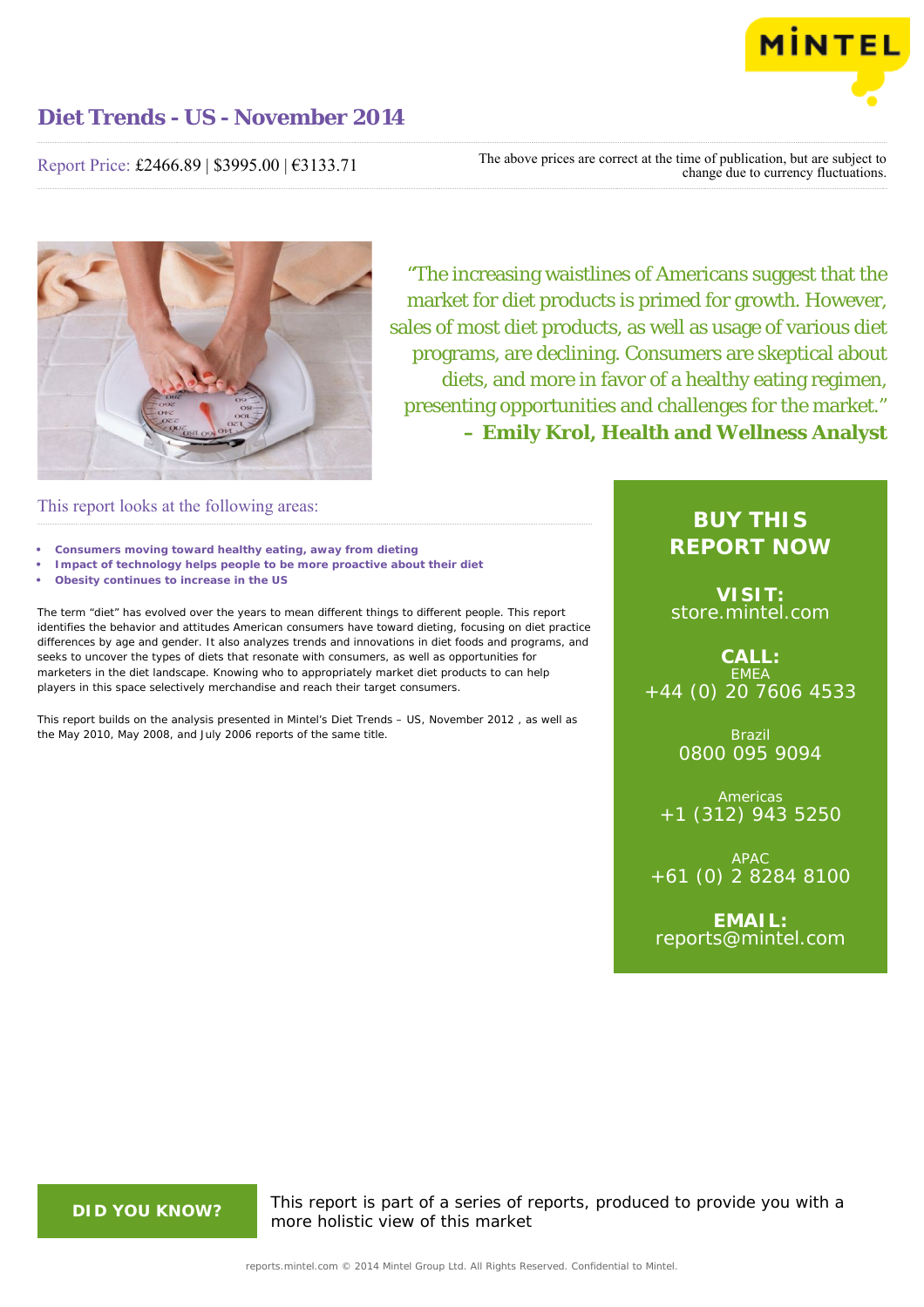# Diet Trends - US - November 2014

Report Price: £2466.89 | $3995.00 | €3133.71

The above prices are correct at the time of publication, but are subject to change due to currency fluctuations.

"The increasing waistlines of Americans suggest that the market for diet products is primed for growth. However, sales of most diet products, as well as usage of various diet programs, are declining. Consumers are skeptical about diets, and more in favor of a healthy eating regimen, presenting opportunities and challenges for the market."
**– Emily Krol, Health and Wellness Analyst**

## This report looks at the following areas:

- **Consumers moving toward healthy eating, away from dieting**
- **Impact of technology helps people to be more proactive about their diet**
- **Obesity continues to increase in the US**

The term "diet" has evolved over the years to mean different things to different people. This report identifies the behavior and attitudes American consumers have toward dieting, focusing on diet practice differences by age and gender. It also analyzes trends and innovations in diet foods and programs, and seeks to uncover the types of diets that resonate with consumers, as well as opportunities for marketers in the diet landscape. Knowing who to appropriately market diet products to can help players in this space selectively merchandise and reach their target consumers.

This report builds on the analysis presented in Mintel's Diet Trends – US, November 2012 , as well as the May 2010, May 2008, and July 2006 reports of the same title.

**BUY THIS REPORT NOW**

**VISIT:**
store.mintel.com

**CALL:**
EMEA
+44 (0) 20 7606 4533

Brazil
0800 095 9094

Americas
+1 (312) 943 5250

APAC
+61 (0) 2 8284 8100

**EMAIL:**
reports@mintel.com

**DID YOU KNOW?**

This report is part of a series of reports, produced to provide you with a more holistic view of this market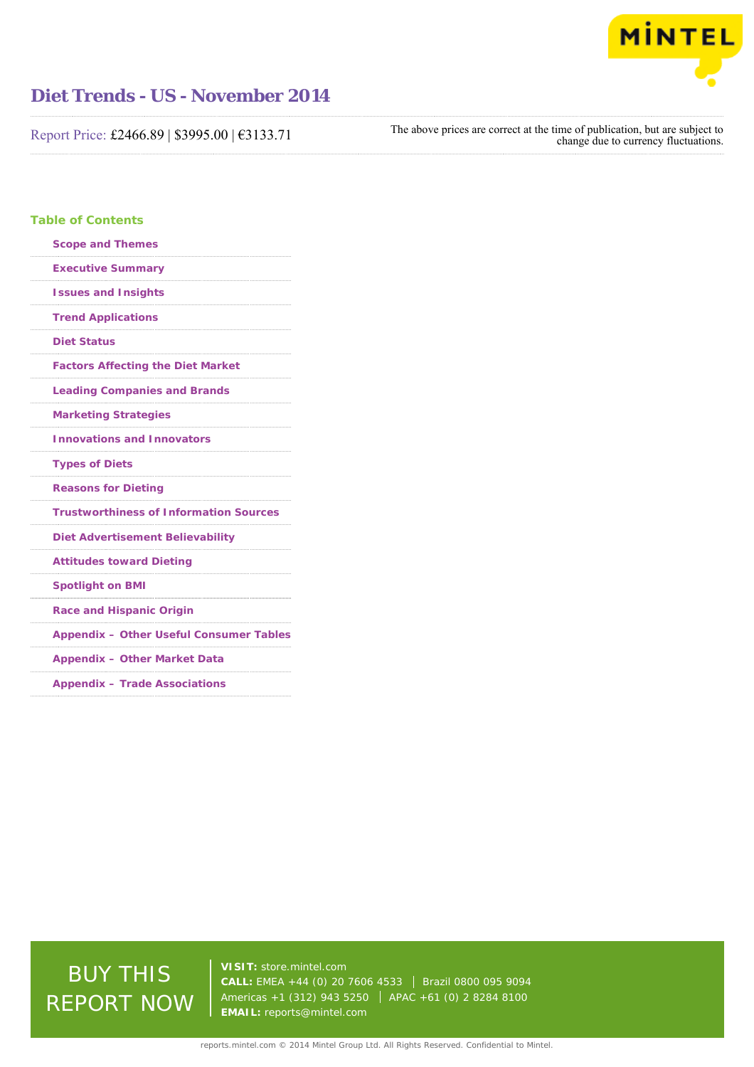# Diet Trends - US - November 2014

Report Price: £2466.89 | $3995.00 | €3133.71

The above prices are correct at the time of publication, but are subject to change due to currency fluctuations.

## Table of Contents

- Scope and Themes
- Executive Summary
- Issues and Insights
- Trend Applications
- Diet Status
- Factors Affecting the Diet Market
- Leading Companies and Brands
- Marketing Strategies
- Innovations and Innovators
- Types of Diets
- Reasons for Dieting
- Trustworthiness of Information Sources
- Diet Advertisement Believability
- Attitudes toward Dieting
- Spotlight on BMI
- Race and Hispanic Origin
- Appendix – Other Useful Consumer Tables
- Appendix – Other Market Data
- Appendix – Trade Associations

BUY THIS REPORT NOW

**VISIT:** store.mintel.com
**CALL:** EMEA +44 (0) 20 7606 4533 | Brazil 0800 095 9094
Americas +1 (312) 943 5250 | APAC +61 (0) 2 8284 8100
**EMAIL:** reports@mintel.com